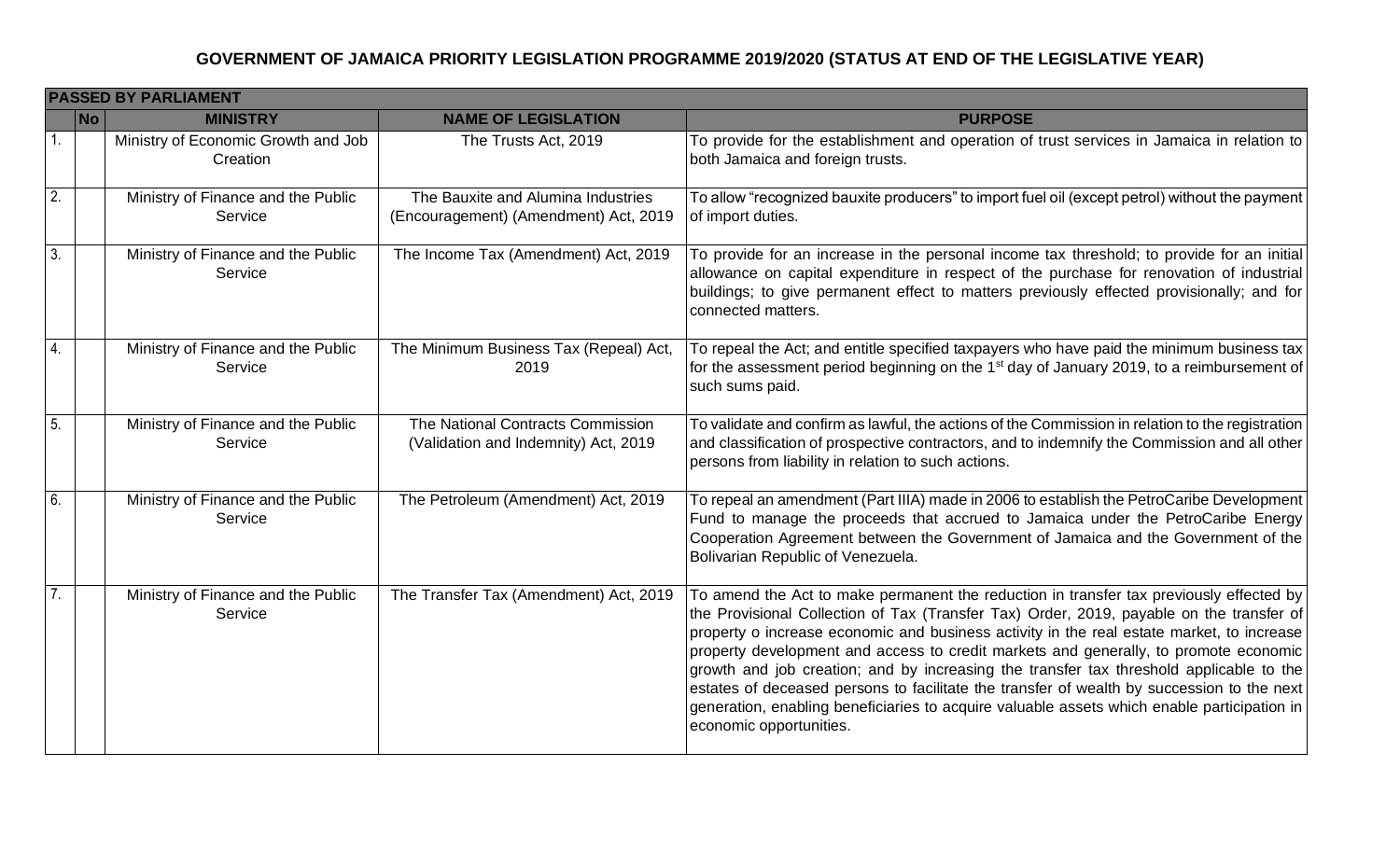# GOVERNMENT OF JAMAICA PRIORITY LEGISLATION PROGRAMME 2019/2020 (STATUS AT END OF THE LEGISLATIVE YEAR)

| PASSED BY PARLIAMENT | | | | |
|---|---|---|---|---|
| | No | MINISTRY | NAME OF LEGISLATION | PURPOSE |
| 1. | | Ministry of Economic Growth and Job Creation | The Trusts Act, 2019 | To provide for the establishment and operation of trust services in Jamaica in relation to both Jamaica and foreign trusts. |
| 2. | | Ministry of Finance and the Public Service | The Bauxite and Alumina Industries (Encouragement) (Amendment) Act, 2019 | To allow "recognized bauxite producers" to import fuel oil (except petrol) without the payment of import duties. |
| 3. | | Ministry of Finance and the Public Service | The Income Tax (Amendment) Act, 2019 | To provide for an increase in the personal income tax threshold; to provide for an initial allowance on capital expenditure in respect of the purchase for renovation of industrial buildings; to give permanent effect to matters previously effected provisionally; and for connected matters. |
| 4. | | Ministry of Finance and the Public Service | The Minimum Business Tax (Repeal) Act, 2019 | To repeal the Act; and entitle specified taxpayers who have paid the minimum business tax for the assessment period beginning on the 1st day of January 2019, to a reimbursement of such sums paid. |
| 5. | | Ministry of Finance and the Public Service | The National Contracts Commission (Validation and Indemnity) Act, 2019 | To validate and confirm as lawful, the actions of the Commission in relation to the registration and classification of prospective contractors, and to indemnify the Commission and all other persons from liability in relation to such actions. |
| 6. | | Ministry of Finance and the Public Service | The Petroleum (Amendment) Act, 2019 | To repeal an amendment (Part IIIA) made in 2006 to establish the PetroCaribe Development Fund to manage the proceeds that accrued to Jamaica under the PetroCaribe Energy Cooperation Agreement between the Government of Jamaica and the Government of the Bolivarian Republic of Venezuela. |
| 7. | | Ministry of Finance and the Public Service | The Transfer Tax (Amendment) Act, 2019 | To amend the Act to make permanent the reduction in transfer tax previously effected by the Provisional Collection of Tax (Transfer Tax) Order, 2019, payable on the transfer of property o increase economic and business activity in the real estate market, to increase property development and access to credit markets and generally, to promote economic growth and job creation; and by increasing the transfer tax threshold applicable to the estates of deceased persons to facilitate the transfer of wealth by succession to the next generation, enabling beneficiaries to acquire valuable assets which enable participation in economic opportunities. |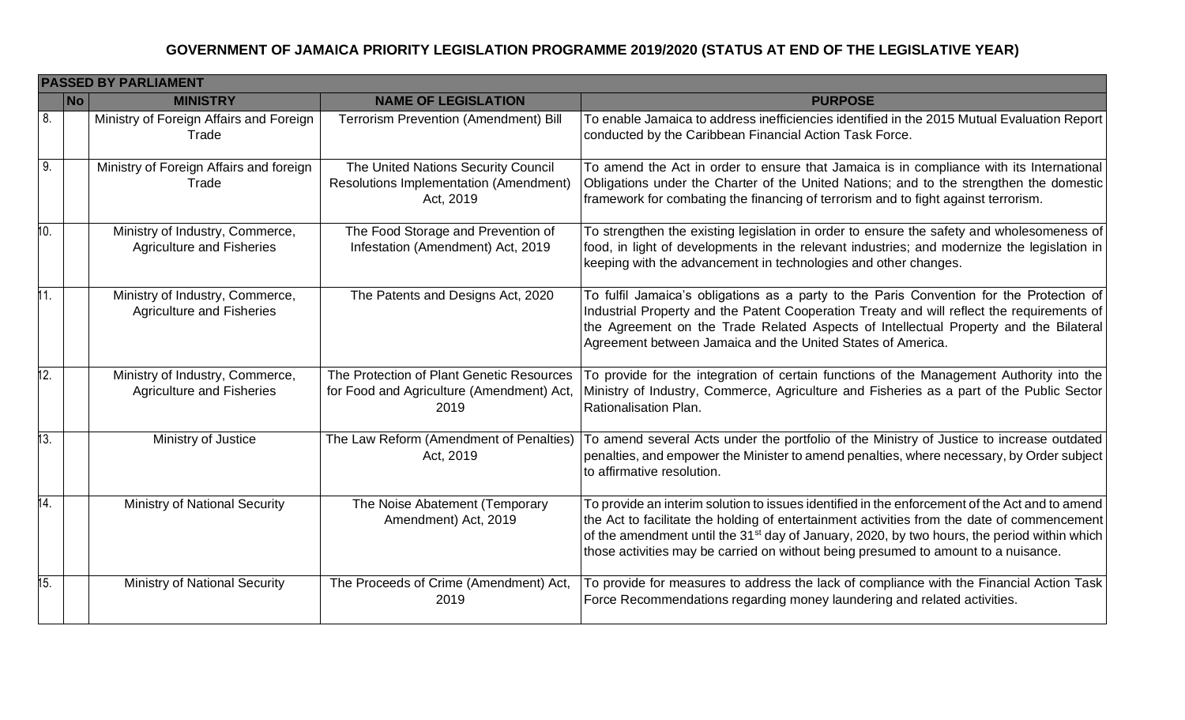# GOVERNMENT OF JAMAICA PRIORITY LEGISLATION PROGRAMME 2019/2020 (STATUS AT END OF THE LEGISLATIVE YEAR)

| PASSED BY PARLIAMENT | | | | |
|---|---|---|---|---|
| | **No** | **MINISTRY** | **NAME OF LEGISLATION** | **PURPOSE** |
| 8. | | Ministry of Foreign Affairs and Foreign Trade | Terrorism Prevention (Amendment) Bill | To enable Jamaica to address inefficiencies identified in the 2015 Mutual Evaluation Report conducted by the Caribbean Financial Action Task Force. |
| 9. | | Ministry of Foreign Affairs and foreign Trade | The United Nations Security Council Resolutions Implementation (Amendment) Act, 2019 | To amend the Act in order to ensure that Jamaica is in compliance with its International Obligations under the Charter of the United Nations; and to the strengthen the domestic framework for combating the financing of terrorism and to fight against terrorism. |
| 10. | | Ministry of Industry, Commerce, Agriculture and Fisheries | The Food Storage and Prevention of Infestation (Amendment) Act, 2019 | To strengthen the existing legislation in order to ensure the safety and wholesomeness of food, in light of developments in the relevant industries; and modernize the legislation in keeping with the advancement in technologies and other changes. |
| 11. | | Ministry of Industry, Commerce, Agriculture and Fisheries | The Patents and Designs Act, 2020 | To fulfil Jamaica's obligations as a party to the Paris Convention for the Protection of Industrial Property and the Patent Cooperation Treaty and will reflect the requirements of the Agreement on the Trade Related Aspects of Intellectual Property and the Bilateral Agreement between Jamaica and the United States of America. |
| 12. | | Ministry of Industry, Commerce, Agriculture and Fisheries | The Protection of Plant Genetic Resources for Food and Agriculture (Amendment) Act, 2019 | To provide for the integration of certain functions of the Management Authority into the Ministry of Industry, Commerce, Agriculture and Fisheries as a part of the Public Sector Rationalisation Plan. |
| 13. | | Ministry of Justice | The Law Reform (Amendment of Penalties) Act, 2019 | To amend several Acts under the portfolio of the Ministry of Justice to increase outdated penalties, and empower the Minister to amend penalties, where necessary, by Order subject to affirmative resolution. |
| 14. | | Ministry of National Security | The Noise Abatement (Temporary Amendment) Act, 2019 | To provide an interim solution to issues identified in the enforcement of the Act and to amend the Act to facilitate the holding of entertainment activities from the date of commencement of the amendment until the 31st day of January, 2020, by two hours, the period within which those activities may be carried on without being presumed to amount to a nuisance. |
| 15. | | Ministry of National Security | The Proceeds of Crime (Amendment) Act, 2019 | To provide for measures to address the lack of compliance with the Financial Action Task Force Recommendations regarding money laundering and related activities. |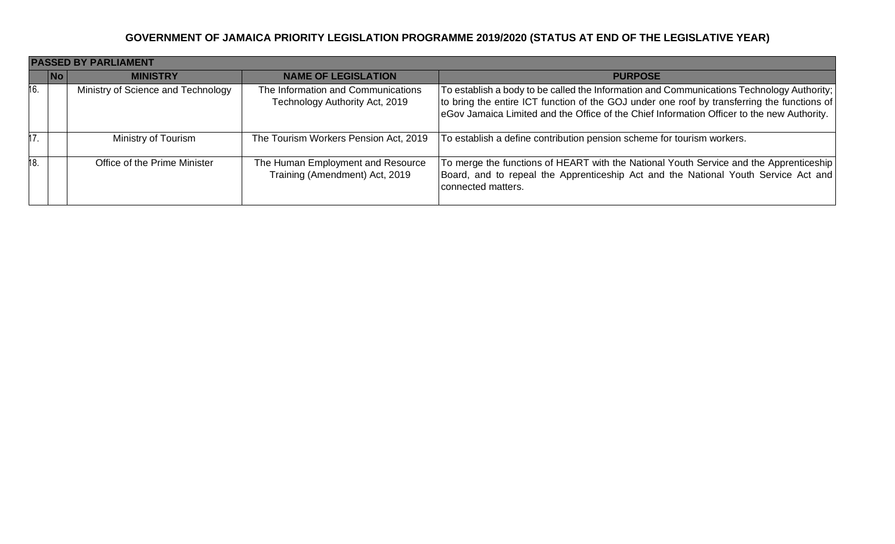## GOVERNMENT OF JAMAICA PRIORITY LEGISLATION PROGRAMME 2019/2020 (STATUS AT END OF THE LEGISLATIVE YEAR)

| | No | MINISTRY | NAME OF LEGISLATION | PURPOSE |
|---|---|---|---|---|
| **PASSED BY PARLIAMENT** | | | | |
| 16. | | Ministry of Science and Technology | The Information and Communications Technology Authority Act, 2019 | To establish a body to be called the Information and Communications Technology Authority; to bring the entire ICT function of the GOJ under one roof by transferring the functions of eGov Jamaica Limited and the Office of the Chief Information Officer to the new Authority. |
| 17. | | Ministry of Tourism | The Tourism Workers Pension Act, 2019 | To establish a define contribution pension scheme for tourism workers. |
| 18. | | Office of the Prime Minister | The Human Employment and Resource Training (Amendment) Act, 2019 | To merge the functions of HEART with the National Youth Service and the Apprenticeship Board, and to repeal the Apprenticeship Act and the National Youth Service Act and connected matters. |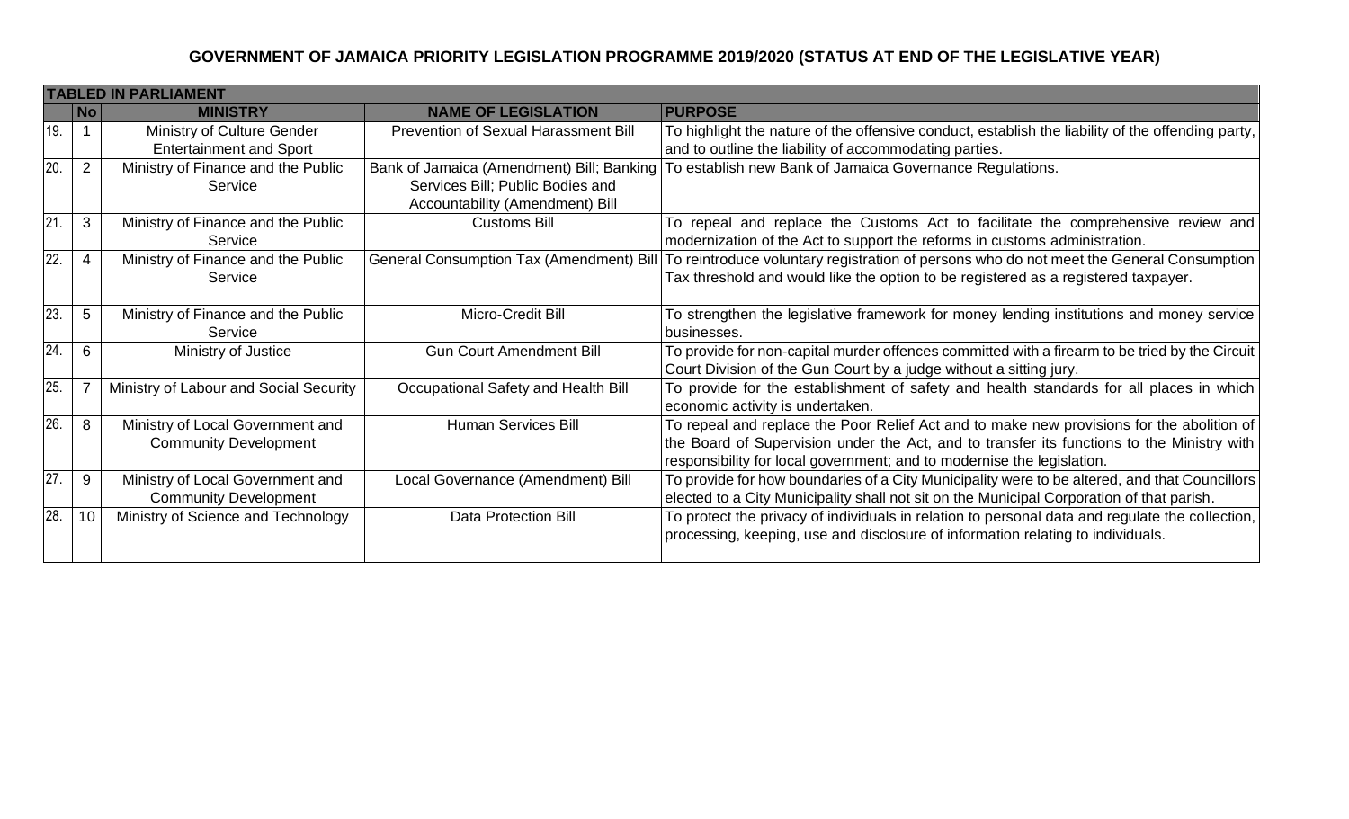# GOVERNMENT OF JAMAICA PRIORITY LEGISLATION PROGRAMME 2019/2020 (STATUS AT END OF THE LEGISLATIVE YEAR)

| | No | MINISTRY | NAME OF LEGISLATION | PURPOSE |
|---|---|---|---|---|
| **TABLED IN PARLIAMENT** | | | | |
| 19. | 1 | Ministry of Culture Gender Entertainment and Sport | Prevention of Sexual Harassment Bill | To highlight the nature of the offensive conduct, establish the liability of the offending party, and to outline the liability of accommodating parties. |
| 20. | 2 | Ministry of Finance and the Public Service | Bank of Jamaica (Amendment) Bill; Banking Services Bill; Public Bodies and Accountability (Amendment) Bill | To establish new Bank of Jamaica Governance Regulations. |
| 21. | 3 | Ministry of Finance and the Public Service | Customs Bill | To repeal and replace the Customs Act to facilitate the comprehensive review and modernization of the Act to support the reforms in customs administration. |
| 22. | 4 | Ministry of Finance and the Public Service | General Consumption Tax (Amendment) Bill | To reintroduce voluntary registration of persons who do not meet the General Consumption Tax threshold and would like the option to be registered as a registered taxpayer. |
| 23. | 5 | Ministry of Finance and the Public Service | Micro-Credit Bill | To strengthen the legislative framework for money lending institutions and money service businesses. |
| 24. | 6 | Ministry of Justice | Gun Court Amendment Bill | To provide for non-capital murder offences committed with a firearm to be tried by the Circuit Court Division of the Gun Court by a judge without a sitting jury. |
| 25. | 7 | Ministry of Labour and Social Security | Occupational Safety and Health Bill | To provide for the establishment of safety and health standards for all places in which economic activity is undertaken. |
| 26. | 8 | Ministry of Local Government and Community Development | Human Services Bill | To repeal and replace the Poor Relief Act and to make new provisions for the abolition of the Board of Supervision under the Act, and to transfer its functions to the Ministry with responsibility for local government; and to modernise the legislation. |
| 27. | 9 | Ministry of Local Government and Community Development | Local Governance (Amendment) Bill | To provide for how boundaries of a City Municipality were to be altered, and that Councillors elected to a City Municipality shall not sit on the Municipal Corporation of that parish. |
| 28. | 10 | Ministry of Science and Technology | Data Protection Bill | To protect the privacy of individuals in relation to personal data and regulate the collection, processing, keeping, use and disclosure of information relating to individuals. |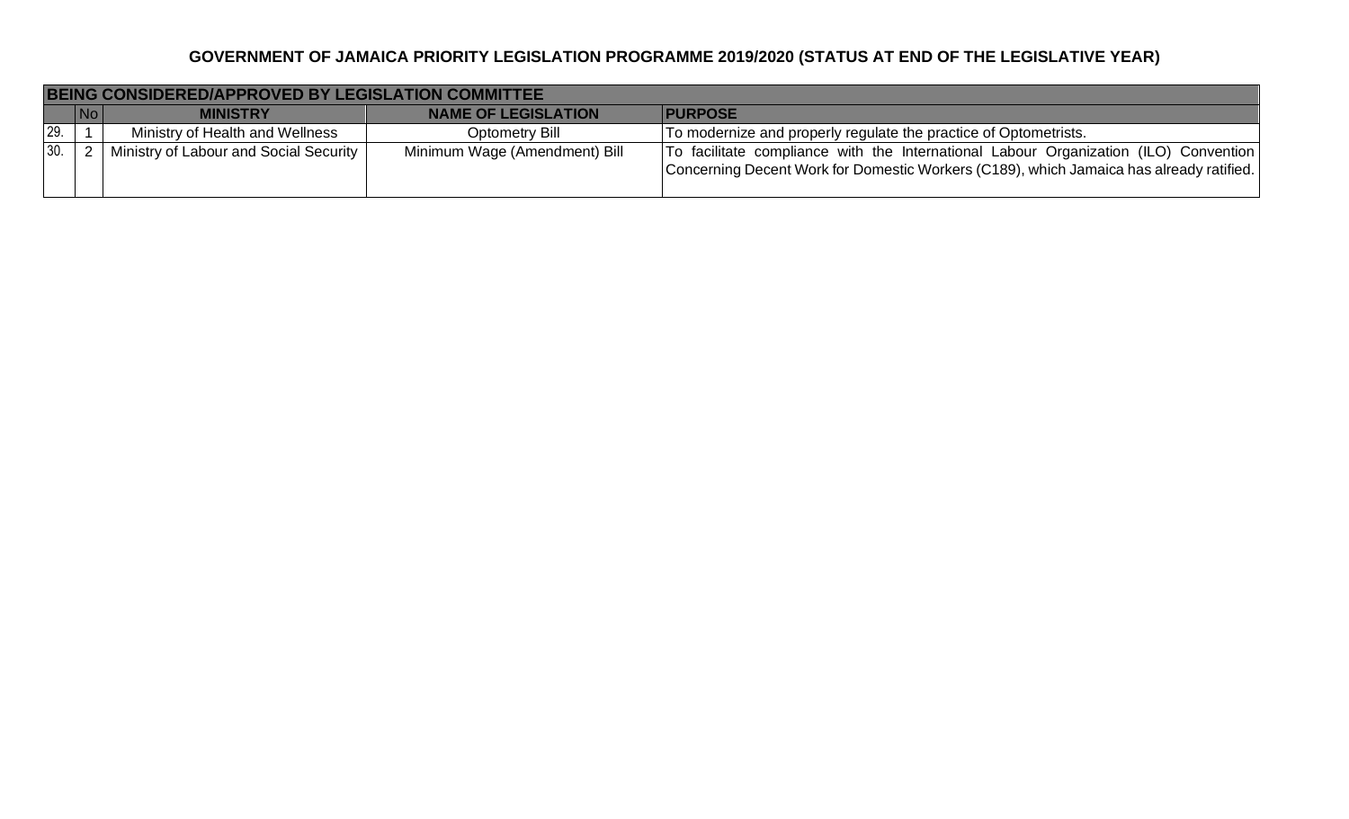**GOVERNMENT OF JAMAICA PRIORITY LEGISLATION PROGRAMME 2019/2020 (STATUS AT END OF THE LEGISLATIVE YEAR)**

| BEING CONSIDERED/APPROVED BY LEGISLATION COMMITTEE | | | | |
|---|---|---|---|---|
| | No | MINISTRY | NAME OF LEGISLATION | PURPOSE |
| 29. | 1 | Ministry of Health and Wellness | Optometry Bill | To modernize and properly regulate the practice of Optometrists. |
| 30. | 2 | Ministry of Labour and Social Security | Minimum Wage (Amendment) Bill | To facilitate compliance with the International Labour Organization (ILO) Convention Concerning Decent Work for Domestic Workers (C189), which Jamaica has already ratified. |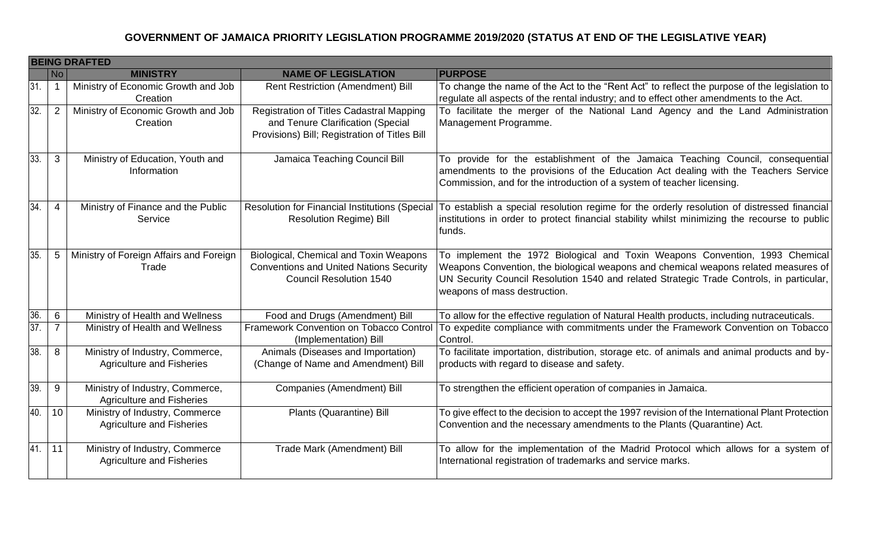# GOVERNMENT OF JAMAICA PRIORITY LEGISLATION PROGRAMME 2019/2020 (STATUS AT END OF THE LEGISLATIVE YEAR)

| | **BEING DRAFTED** | | | |
|---|---|---|---|---|
| | **No** | **MINISTRY** | **NAME OF LEGISLATION** | **PURPOSE** |
| 31. | 1 | Ministry of Economic Growth and Job Creation | Rent Restriction (Amendment) Bill | To change the name of the Act to the "Rent Act" to reflect the purpose of the legislation to regulate all aspects of the rental industry; and to effect other amendments to the Act. |
| 32. | 2 | Ministry of Economic Growth and Job Creation | Registration of Titles Cadastral Mapping and Tenure Clarification (Special Provisions) Bill; Registration of Titles Bill | To facilitate the merger of the National Land Agency and the Land Administration Management Programme. |
| 33. | 3 | Ministry of Education, Youth and Information | Jamaica Teaching Council Bill | To provide for the establishment of the Jamaica Teaching Council, consequential amendments to the provisions of the Education Act dealing with the Teachers Service Commission, and for the introduction of a system of teacher licensing. |
| 34. | 4 | Ministry of Finance and the Public Service | Resolution for Financial Institutions (Special Resolution Regime) Bill | To establish a special resolution regime for the orderly resolution of distressed financial institutions in order to protect financial stability whilst minimizing the recourse to public funds. |
| 35. | 5 | Ministry of Foreign Affairs and Foreign Trade | Biological, Chemical and Toxin Weapons Conventions and United Nations Security Council Resolution 1540 | To implement the 1972 Biological and Toxin Weapons Convention, 1993 Chemical Weapons Convention, the biological weapons and chemical weapons related measures of UN Security Council Resolution 1540 and related Strategic Trade Controls, in particular, weapons of mass destruction. |
| 36. | 6 | Ministry of Health and Wellness | Food and Drugs (Amendment) Bill | To allow for the effective regulation of Natural Health products, including nutraceuticals. |
| 37. | 7 | Ministry of Health and Wellness | Framework Convention on Tobacco Control (Implementation) Bill | To expedite compliance with commitments under the Framework Convention on Tobacco Control. |
| 38. | 8 | Ministry of Industry, Commerce, Agriculture and Fisheries | Animals (Diseases and Importation) (Change of Name and Amendment) Bill | To facilitate importation, distribution, storage etc. of animals and animal products and by-products with regard to disease and safety. |
| 39. | 9 | Ministry of Industry, Commerce, Agriculture and Fisheries | Companies (Amendment) Bill | To strengthen the efficient operation of companies in Jamaica. |
| 40. | 10 | Ministry of Industry, Commerce Agriculture and Fisheries | Plants (Quarantine) Bill | To give effect to the decision to accept the 1997 revision of the International Plant Protection Convention and the necessary amendments to the Plants (Quarantine) Act. |
| 41. | 11 | Ministry of Industry, Commerce Agriculture and Fisheries | Trade Mark (Amendment) Bill | To allow for the implementation of the Madrid Protocol which allows for a system of International registration of trademarks and service marks. |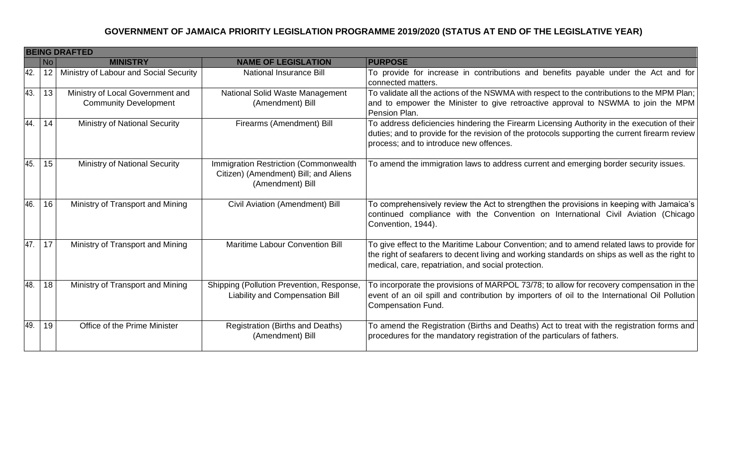## GOVERNMENT OF JAMAICA PRIORITY LEGISLATION PROGRAMME 2019/2020 (STATUS AT END OF THE LEGISLATIVE YEAR)

| BEING DRAFTED | | | | |
|---|---|---|---|---|
| | No | MINISTRY | NAME OF LEGISLATION | PURPOSE |
| 42. | 12 | Ministry of Labour and Social Security | National Insurance Bill | To provide for increase in contributions and benefits payable under the Act and for connected matters. |
| 43. | 13 | Ministry of Local Government and Community Development | National Solid Waste Management (Amendment) Bill | To validate all the actions of the NSWMA with respect to the contributions to the MPM Plan; and to empower the Minister to give retroactive approval to NSWMA to join the MPM Pension Plan. |
| 44. | 14 | Ministry of National Security | Firearms (Amendment) Bill | To address deficiencies hindering the Firearm Licensing Authority in the execution of their duties; and to provide for the revision of the protocols supporting the current firearm review process; and to introduce new offences. |
| 45. | 15 | Ministry of National Security | Immigration Restriction (Commonwealth Citizen) (Amendment) Bill; and Aliens (Amendment) Bill | To amend the immigration laws to address current and emerging border security issues. |
| 46. | 16 | Ministry of Transport and Mining | Civil Aviation (Amendment) Bill | To comprehensively review the Act to strengthen the provisions in keeping with Jamaica's continued compliance with the Convention on International Civil Aviation (Chicago Convention, 1944). |
| 47. | 17 | Ministry of Transport and Mining | Maritime Labour Convention Bill | To give effect to the Maritime Labour Convention; and to amend related laws to provide for the right of seafarers to decent living and working standards on ships as well as the right to medical, care, repatriation, and social protection. |
| 48. | 18 | Ministry of Transport and Mining | Shipping (Pollution Prevention, Response, Liability and Compensation Bill | To incorporate the provisions of MARPOL 73/78; to allow for recovery compensation in the event of an oil spill and contribution by importers of oil to the International Oil Pollution Compensation Fund. |
| 49. | 19 | Office of the Prime Minister | Registration (Births and Deaths) (Amendment) Bill | To amend the Registration (Births and Deaths) Act to treat with the registration forms and procedures for the mandatory registration of the particulars of fathers. |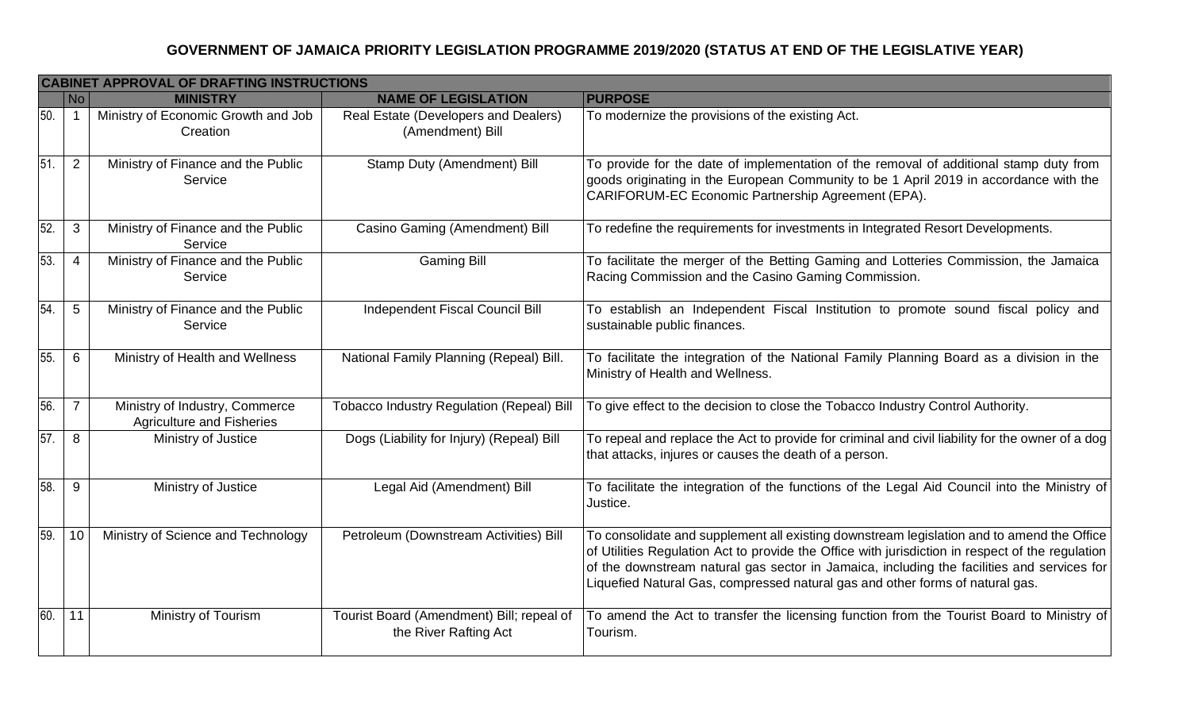# GOVERNMENT OF JAMAICA PRIORITY LEGISLATION PROGRAMME 2019/2020 (STATUS AT END OF THE LEGISLATIVE YEAR)

| | No | MINISTRY | NAME OF LEGISLATION | PURPOSE |
|---|---|---|---|---|
| **CABINET APPROVAL OF DRAFTING INSTRUCTIONS** | | | | |
| 50. | 1 | Ministry of Economic Growth and Job Creation | Real Estate (Developers and Dealers) (Amendment) Bill | To modernize the provisions of the existing Act. |
| 51. | 2 | Ministry of Finance and the Public Service | Stamp Duty (Amendment) Bill | To provide for the date of implementation of the removal of additional stamp duty from goods originating in the European Community to be 1 April 2019 in accordance with the CARIFORUM-EC Economic Partnership Agreement (EPA). |
| 52. | 3 | Ministry of Finance and the Public Service | Casino Gaming (Amendment) Bill | To redefine the requirements for investments in Integrated Resort Developments. |
| 53. | 4 | Ministry of Finance and the Public Service | Gaming Bill | To facilitate the merger of the Betting Gaming and Lotteries Commission, the Jamaica Racing Commission and the Casino Gaming Commission. |
| 54. | 5 | Ministry of Finance and the Public Service | Independent Fiscal Council Bill | To establish an Independent Fiscal Institution to promote sound fiscal policy and sustainable public finances. |
| 55. | 6 | Ministry of Health and Wellness | National Family Planning (Repeal) Bill. | To facilitate the integration of the National Family Planning Board as a division in the Ministry of Health and Wellness. |
| 56. | 7 | Ministry of Industry, Commerce Agriculture and Fisheries | Tobacco Industry Regulation (Repeal) Bill | To give effect to the decision to close the Tobacco Industry Control Authority. |
| 57. | 8 | Ministry of Justice | Dogs (Liability for Injury) (Repeal) Bill | To repeal and replace the Act to provide for criminal and civil liability for the owner of a dog that attacks, injures or causes the death of a person. |
| 58. | 9 | Ministry of Justice | Legal Aid (Amendment) Bill | To facilitate the integration of the functions of the Legal Aid Council into the Ministry of Justice. |
| 59. | 10 | Ministry of Science and Technology | Petroleum (Downstream Activities) Bill | To consolidate and supplement all existing downstream legislation and to amend the Office of Utilities Regulation Act to provide the Office with jurisdiction in respect of the regulation of the downstream natural gas sector in Jamaica, including the facilities and services for Liquefied Natural Gas, compressed natural gas and other forms of natural gas. |
| 60. | 11 | Ministry of Tourism | Tourist Board (Amendment) Bill; repeal of the River Rafting Act | To amend the Act to transfer the licensing function from the Tourist Board to Ministry of Tourism. |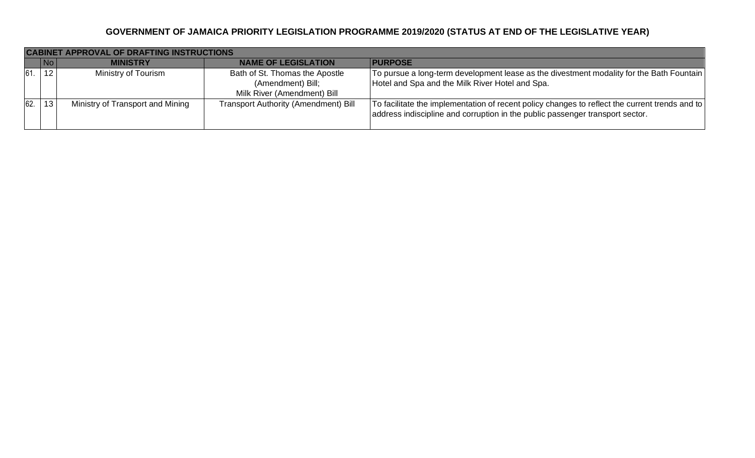**GOVERNMENT OF JAMAICA PRIORITY LEGISLATION PROGRAMME 2019/2020 (STATUS AT END OF THE LEGISLATIVE YEAR)**

| CABINET APPROVAL OF DRAFTING INSTRUCTIONS | | | | |
|---|---|---|---|---|
| | **No** | **MINISTRY** | **NAME OF LEGISLATION** | **PURPOSE** |
| 61. | 12 | Ministry of Tourism | Bath of St. Thomas the Apostle (Amendment) Bill; Milk River (Amendment) Bill | To pursue a long-term development lease as the divestment modality for the Bath Fountain Hotel and Spa and the Milk River Hotel and Spa. |
| 62. | 13 | Ministry of Transport and Mining | Transport Authority (Amendment) Bill | To facilitate the implementation of recent policy changes to reflect the current trends and to address indiscipline and corruption in the public passenger transport sector. |